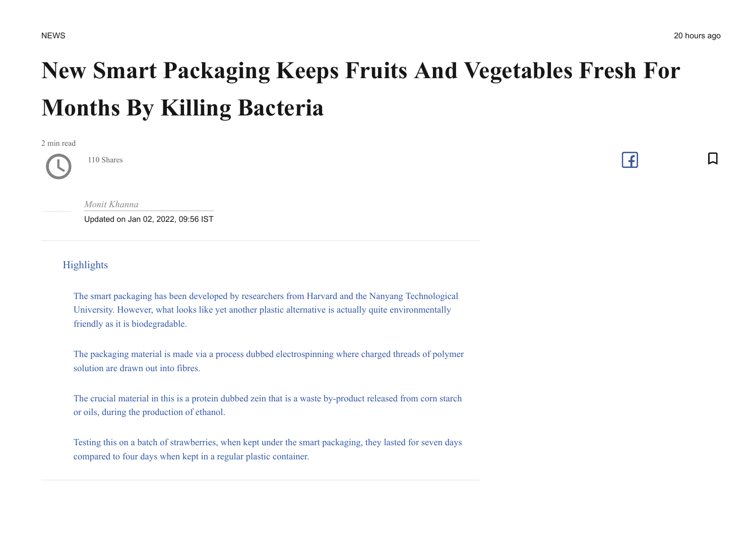NEWS

20 hours ago

# New Smart Packaging Keeps Fruits And Vegetables Fresh For Months By Killing Bacteria

2 min read

110 Shares

*Monit Khanna*

Updated on Jan 02, 2022, 09:56 IST

## Highlights

- The smart packaging has been developed by researchers from Harvard and the Nanyang Technological University. However, what looks like yet another plastic alternative is actually quite environmentally friendly as it is biodegradable.

- The packaging material is made via a process dubbed electrospinning where charged threads of polymer solution are drawn out into fibres.

- The crucial material in this is a protein dubbed zein that is a waste by-product released from corn starch or oils, during the production of ethanol.

- Testing this on a batch of strawberries, when kept under the smart packaging, they lasted for seven days compared to four days when kept in a regular plastic container.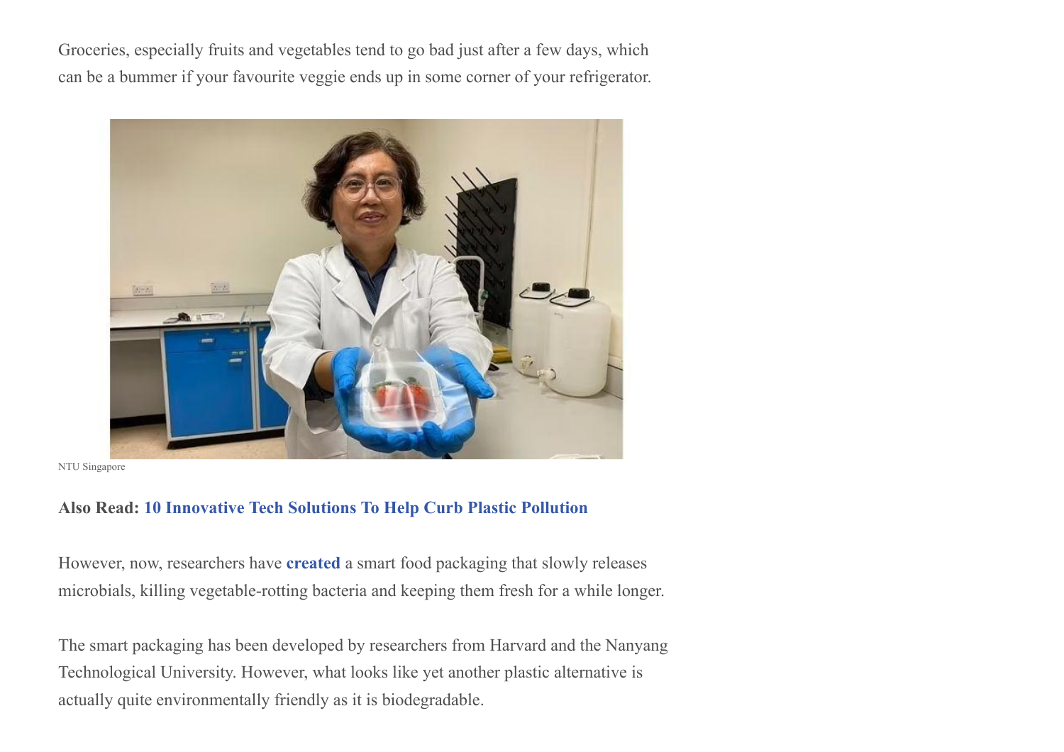Groceries, especially fruits and vegetables tend to go bad just after a few days, which can be a bummer if your favourite veggie ends up in some corner of your refrigerator.

NTU Singapore

**Also Read: 10 Innovative Tech Solutions To Help Curb Plastic Pollution**

However, now, researchers have **created** a smart food packaging that slowly releases microbials, killing vegetable-rotting bacteria and keeping them fresh for a while longer.

The smart packaging has been developed by researchers from Harvard and the Nanyang Technological University. However, what looks like yet another plastic alternative is actually quite environmentally friendly as it is biodegradable.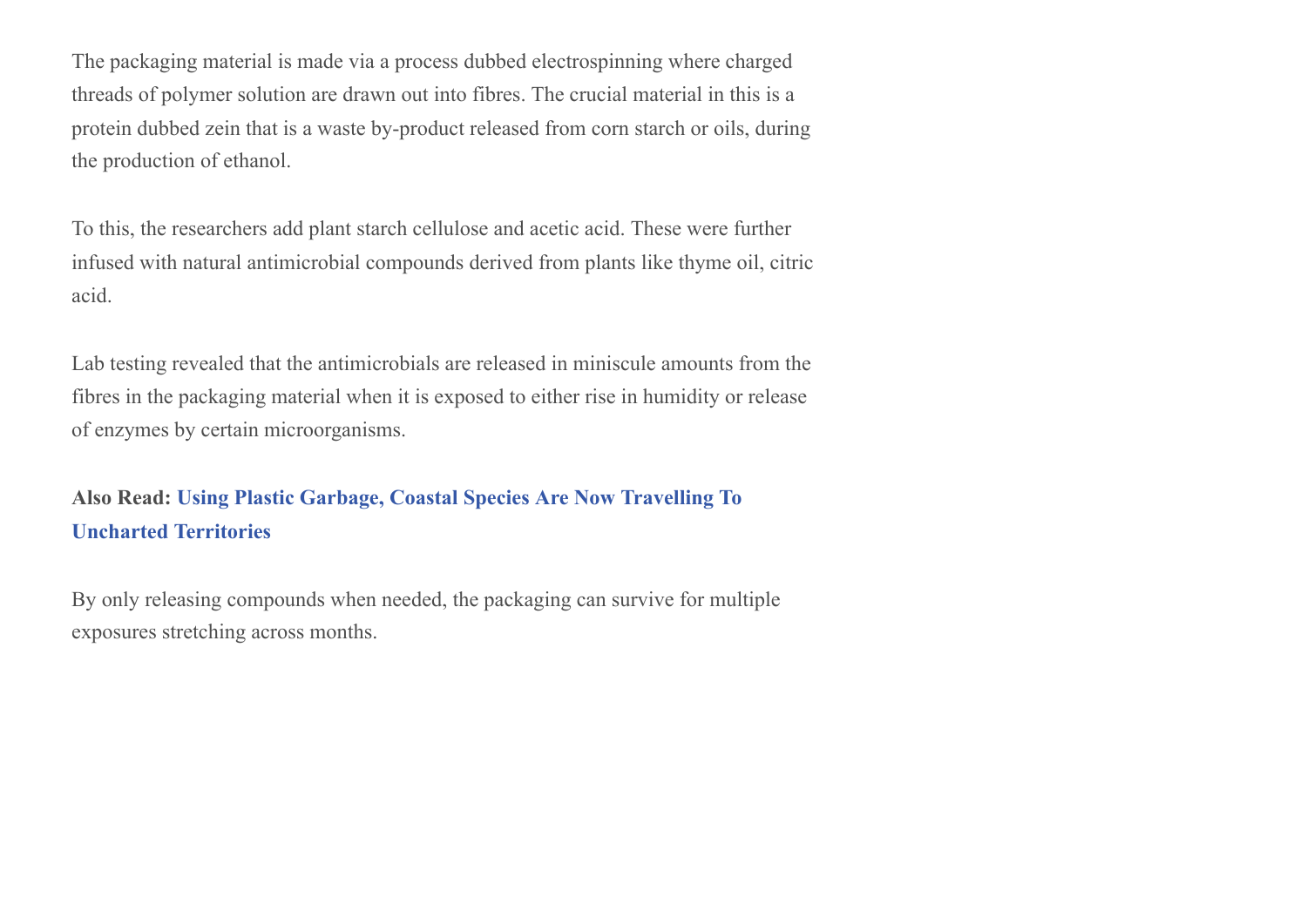The packaging material is made via a process dubbed electrospinning where charged threads of polymer solution are drawn out into fibres. The crucial material in this is a protein dubbed zein that is a waste by-product released from corn starch or oils, during the production of ethanol.

To this, the researchers add plant starch cellulose and acetic acid. These were further infused with natural antimicrobial compounds derived from plants like thyme oil, citric acid.

Lab testing revealed that the antimicrobials are released in miniscule amounts from the fibres in the packaging material when it is exposed to either rise in humidity or release of enzymes by certain microorganisms.

**Also Read: Using Plastic Garbage, Coastal Species Are Now Travelling To Uncharted Territories**

By only releasing compounds when needed, the packaging can survive for multiple exposures stretching across months.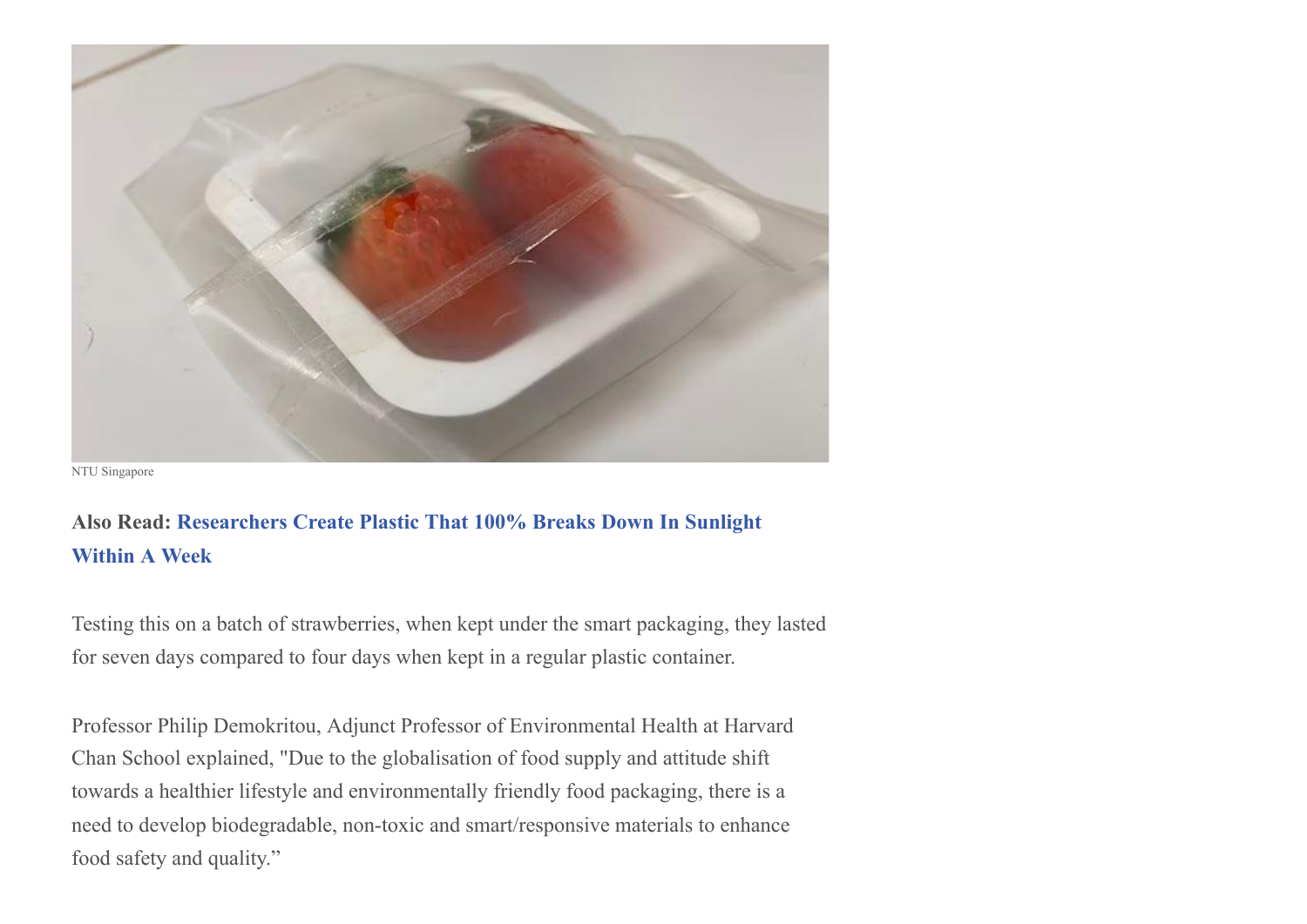NTU Singapore

**Also Read: Researchers Create Plastic That 100% Breaks Down In Sunlight Within A Week**

Testing this on a batch of strawberries, when kept under the smart packaging, they lasted for seven days compared to four days when kept in a regular plastic container.

Professor Philip Demokritou, Adjunct Professor of Environmental Health at Harvard Chan School explained, "Due to the globalisation of food supply and attitude shift towards a healthier lifestyle and environmentally friendly food packaging, there is a need to develop biodegradable, non-toxic and smart/responsive materials to enhance food safety and quality."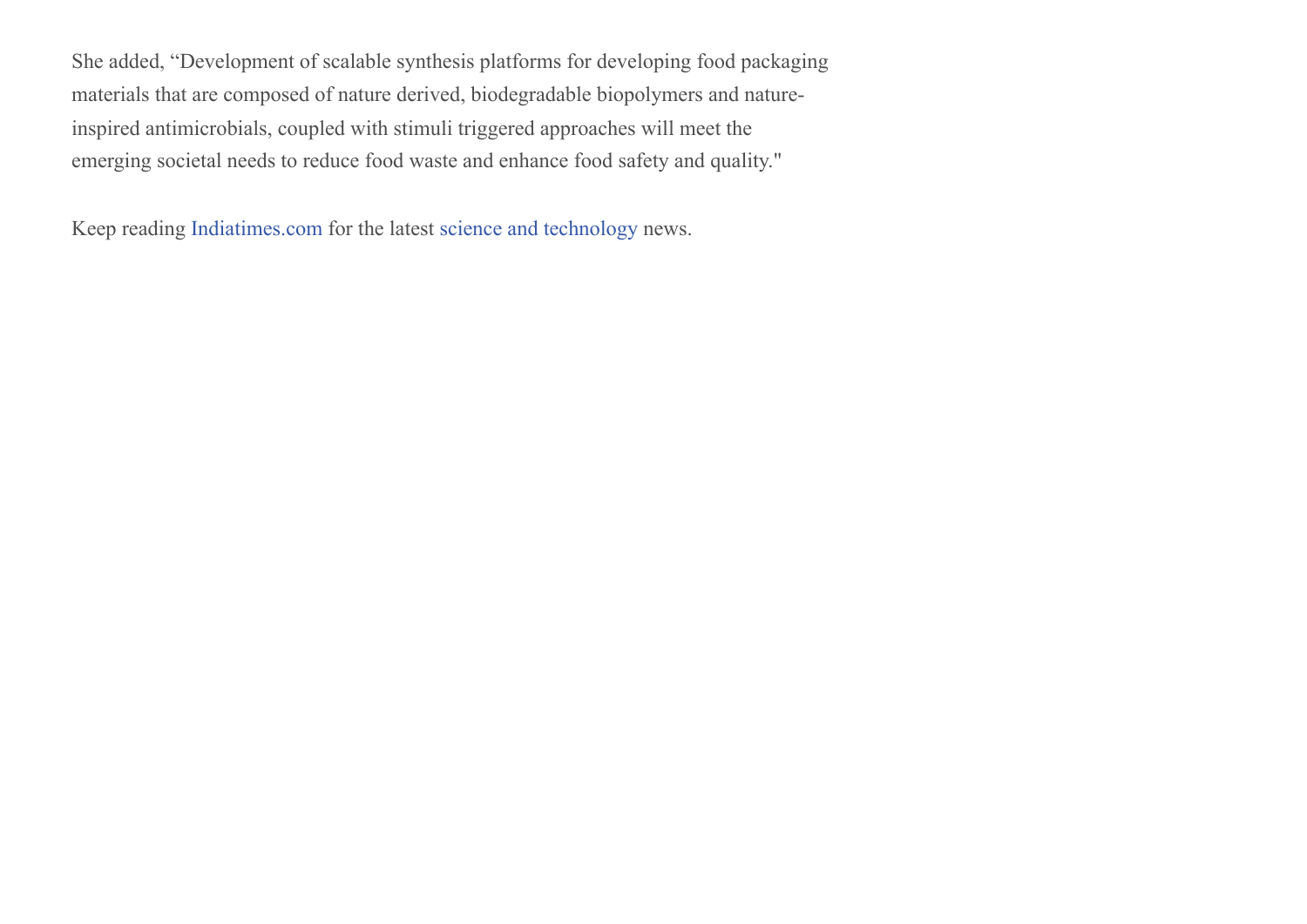She added, “Development of scalable synthesis platforms for developing food packaging materials that are composed of nature derived, biodegradable biopolymers and nature-inspired antimicrobials, coupled with stimuli triggered approaches will meet the emerging societal needs to reduce food waste and enhance food safety and quality."

Keep reading Indiatimes.com for the latest science and technology news.